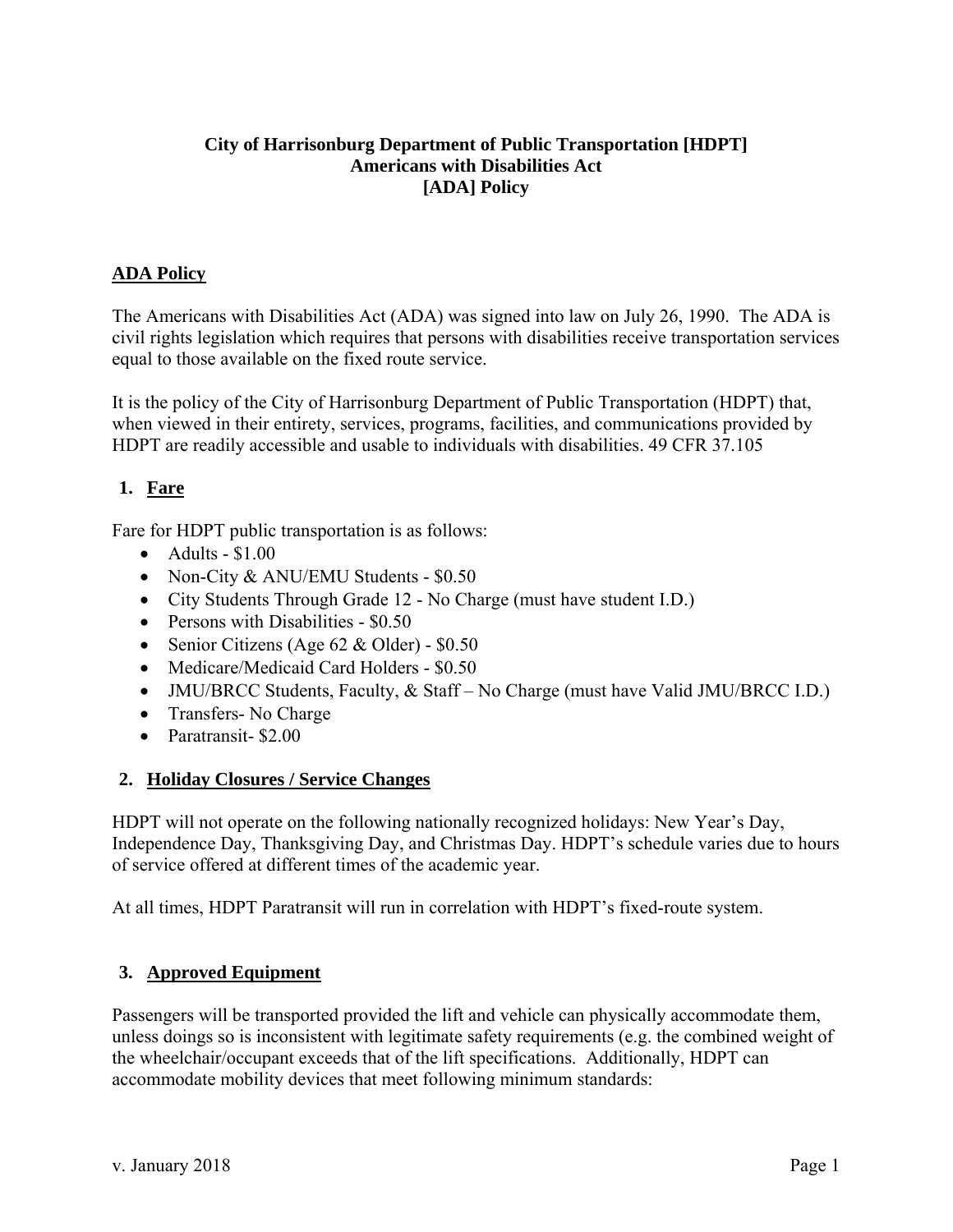# City of Harrisonburg Department of Public Transportation [HDPT]
# Americans with Disabilities Act
# [ADA] Policy

## ADA Policy

The Americans with Disabilities Act (ADA) was signed into law on July 26, 1990. The ADA is civil rights legislation which requires that persons with disabilities receive transportation services equal to those available on the fixed route service.

It is the policy of the City of Harrisonburg Department of Public Transportation (HDPT) that, when viewed in their entirety, services, programs, facilities, and communications provided by HDPT are readily accessible and usable to individuals with disabilities. 49 CFR 37.105

### 1. Fare

Fare for HDPT public transportation is as follows:

- Adults - $1.00
- Non-City & ANU/EMU Students - $0.50
- City Students Through Grade 12 - No Charge (must have student I.D.)
- Persons with Disabilities - $0.50
- Senior Citizens (Age 62 & Older) - $0.50
- Medicare/Medicaid Card Holders - $0.50
- JMU/BRCC Students, Faculty, & Staff – No Charge (must have Valid JMU/BRCC I.D.)
- Transfers- No Charge
- Paratransit- $2.00

### 2. Holiday Closures / Service Changes

HDPT will not operate on the following nationally recognized holidays: New Year's Day, Independence Day, Thanksgiving Day, and Christmas Day. HDPT's schedule varies due to hours of service offered at different times of the academic year.

At all times, HDPT Paratransit will run in correlation with HDPT's fixed-route system.

### 3. Approved Equipment

Passengers will be transported provided the lift and vehicle can physically accommodate them, unless doings so is inconsistent with legitimate safety requirements (e.g. the combined weight of the wheelchair/occupant exceeds that of the lift specifications. Additionally, HDPT can accommodate mobility devices that meet following minimum standards: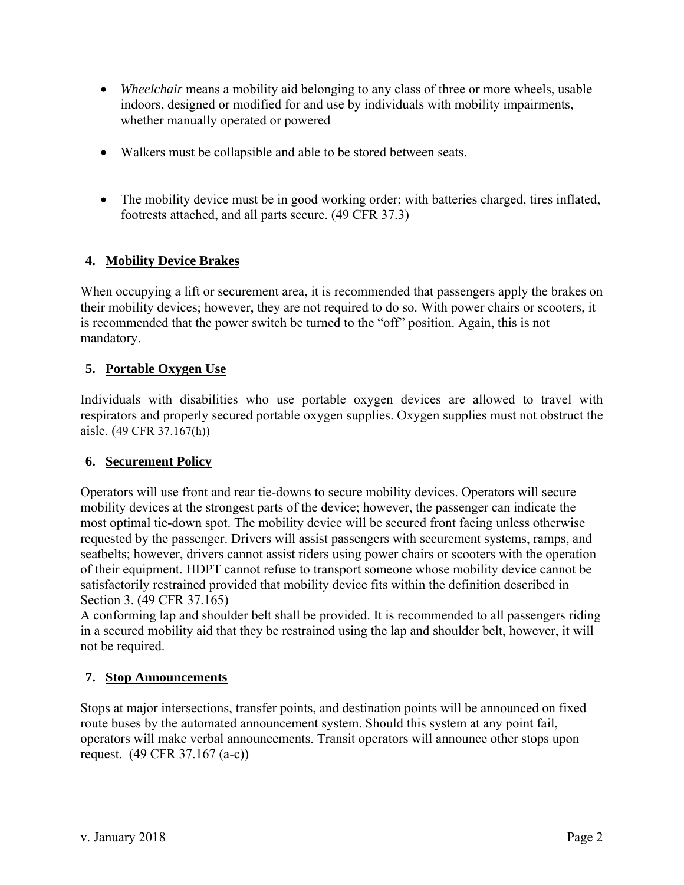- *Wheelchair* means a mobility aid belonging to any class of three or more wheels, usable indoors, designed or modified for and use by individuals with mobility impairments, whether manually operated or powered

- Walkers must be collapsible and able to be stored between seats.

- The mobility device must be in good working order; with batteries charged, tires inflated, footrests attached, and all parts secure. (49 CFR 37.3)

## 4. Mobility Device Brakes

When occupying a lift or securement area, it is recommended that passengers apply the brakes on their mobility devices; however, they are not required to do so. With power chairs or scooters, it is recommended that the power switch be turned to the "off" position. Again, this is not mandatory.

## 5. Portable Oxygen Use

Individuals with disabilities who use portable oxygen devices are allowed to travel with respirators and properly secured portable oxygen supplies. Oxygen supplies must not obstruct the aisle. (49 CFR 37.167(h))

## 6. Securement Policy

Operators will use front and rear tie-downs to secure mobility devices. Operators will secure mobility devices at the strongest parts of the device; however, the passenger can indicate the most optimal tie-down spot. The mobility device will be secured front facing unless otherwise requested by the passenger. Drivers will assist passengers with securement systems, ramps, and seatbelts; however, drivers cannot assist riders using power chairs or scooters with the operation of their equipment. HDPT cannot refuse to transport someone whose mobility device cannot be satisfactorily restrained provided that mobility device fits within the definition described in Section 3. (49 CFR 37.165)

A conforming lap and shoulder belt shall be provided. It is recommended to all passengers riding in a secured mobility aid that they be restrained using the lap and shoulder belt, however, it will not be required.

## 7. Stop Announcements

Stops at major intersections, transfer points, and destination points will be announced on fixed route buses by the automated announcement system. Should this system at any point fail, operators will make verbal announcements. Transit operators will announce other stops upon request. (49 CFR 37.167 (a-c))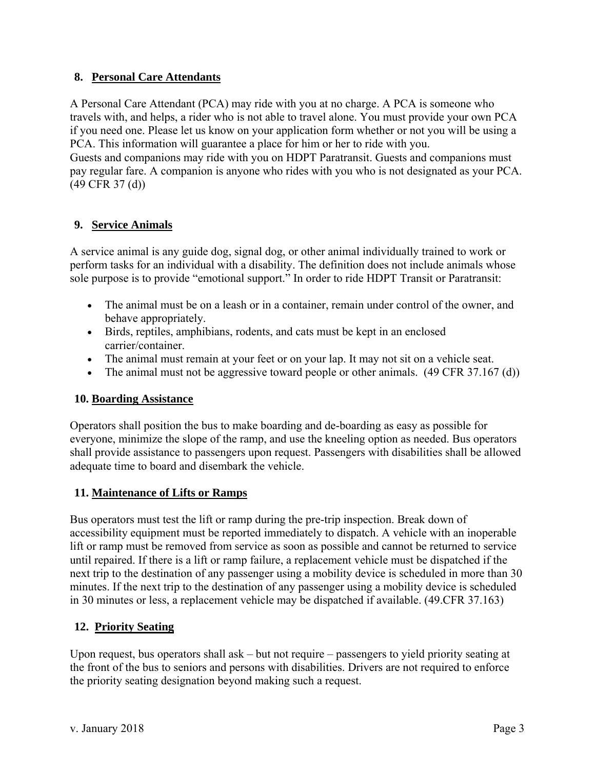## 8. Personal Care Attendants

A Personal Care Attendant (PCA) may ride with you at no charge. A PCA is someone who travels with, and helps, a rider who is not able to travel alone. You must provide your own PCA if you need one. Please let us know on your application form whether or not you will be using a PCA. This information will guarantee a place for him or her to ride with you.
Guests and companions may ride with you on HDPT Paratransit. Guests and companions must pay regular fare. A companion is anyone who rides with you who is not designated as your PCA. (49 CFR 37 (d))

## 9. Service Animals

A service animal is any guide dog, signal dog, or other animal individually trained to work or perform tasks for an individual with a disability. The definition does not include animals whose sole purpose is to provide "emotional support." In order to ride HDPT Transit or Paratransit:

- The animal must be on a leash or in a container, remain under control of the owner, and behave appropriately.
- Birds, reptiles, amphibians, rodents, and cats must be kept in an enclosed carrier/container.
- The animal must remain at your feet or on your lap. It may not sit on a vehicle seat.
- The animal must not be aggressive toward people or other animals. (49 CFR 37.167 (d))

## 10. Boarding Assistance

Operators shall position the bus to make boarding and de-boarding as easy as possible for everyone, minimize the slope of the ramp, and use the kneeling option as needed. Bus operators shall provide assistance to passengers upon request. Passengers with disabilities shall be allowed adequate time to board and disembark the vehicle.

## 11. Maintenance of Lifts or Ramps

Bus operators must test the lift or ramp during the pre-trip inspection. Break down of accessibility equipment must be reported immediately to dispatch. A vehicle with an inoperable lift or ramp must be removed from service as soon as possible and cannot be returned to service until repaired. If there is a lift or ramp failure, a replacement vehicle must be dispatched if the next trip to the destination of any passenger using a mobility device is scheduled in more than 30 minutes. If the next trip to the destination of any passenger using a mobility device is scheduled in 30 minutes or less, a replacement vehicle may be dispatched if available. (49.CFR 37.163)

## 12. Priority Seating

Upon request, bus operators shall ask – but not require – passengers to yield priority seating at the front of the bus to seniors and persons with disabilities. Drivers are not required to enforce the priority seating designation beyond making such a request.

v. January 2018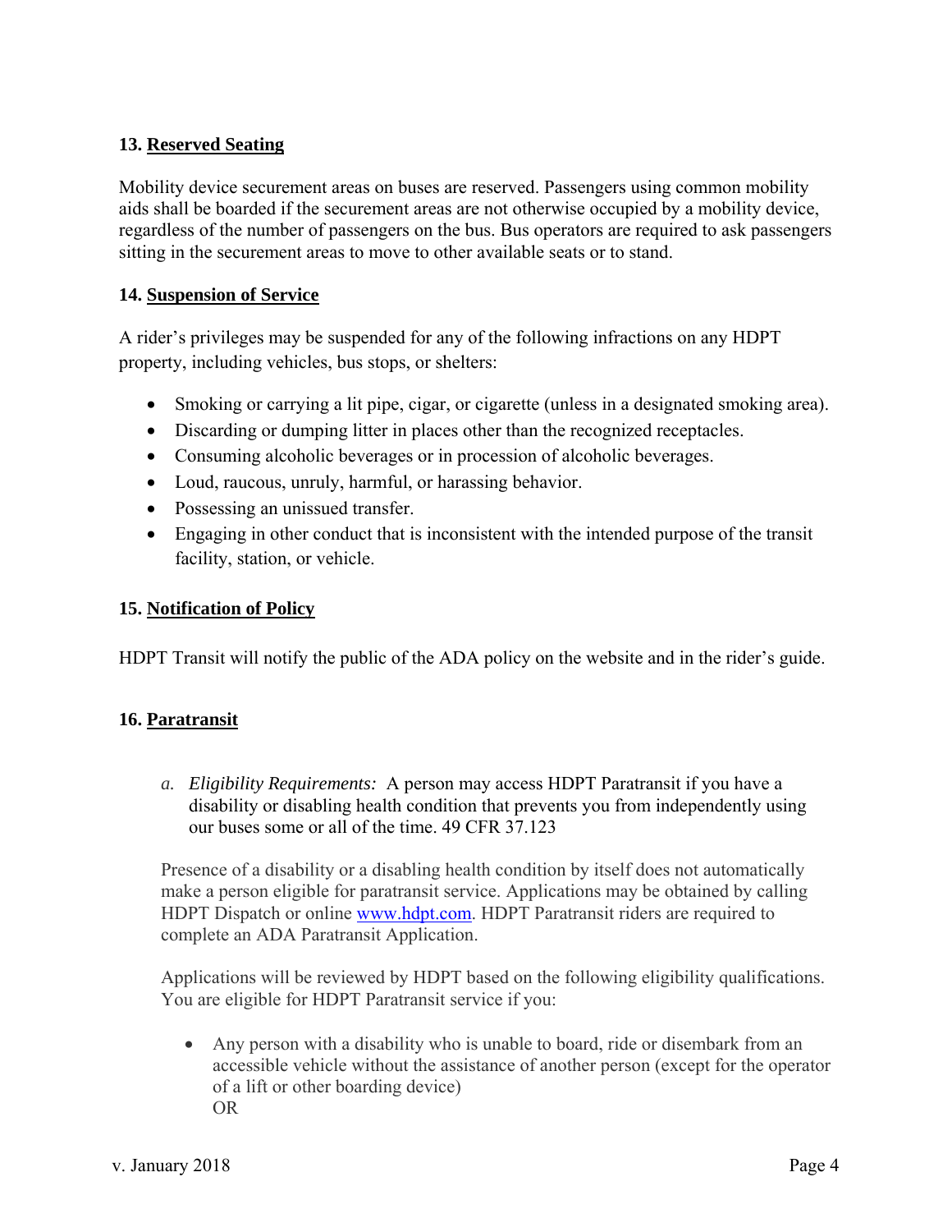## 13. Reserved Seating

Mobility device securement areas on buses are reserved. Passengers using common mobility aids shall be boarded if the securement areas are not otherwise occupied by a mobility device, regardless of the number of passengers on the bus. Bus operators are required to ask passengers sitting in the securement areas to move to other available seats or to stand.

## 14. Suspension of Service

A rider's privileges may be suspended for any of the following infractions on any HDPT property, including vehicles, bus stops, or shelters:

- Smoking or carrying a lit pipe, cigar, or cigarette (unless in a designated smoking area).
- Discarding or dumping litter in places other than the recognized receptacles.
- Consuming alcoholic beverages or in procession of alcoholic beverages.
- Loud, raucous, unruly, harmful, or harassing behavior.
- Possessing an unissued transfer.
- Engaging in other conduct that is inconsistent with the intended purpose of the transit facility, station, or vehicle.

## 15. Notification of Policy

HDPT Transit will notify the public of the ADA policy on the website and in the rider's guide.

## 16. Paratransit

a. *Eligibility Requirements:* A person may access HDPT Paratransit if you have a disability or disabling health condition that prevents you from independently using our buses some or all of the time. 49 CFR 37.123

Presence of a disability or a disabling health condition by itself does not automatically make a person eligible for paratransit service. Applications may be obtained by calling HDPT Dispatch or online [www.hdpt.com](http://www.hdpt.com). HDPT Paratransit riders are required to complete an ADA Paratransit Application.

Applications will be reviewed by HDPT based on the following eligibility qualifications. You are eligible for HDPT Paratransit service if you:

- Any person with a disability who is unable to board, ride or disembark from an accessible vehicle without the assistance of another person (except for the operator of a lift or other boarding device)
  OR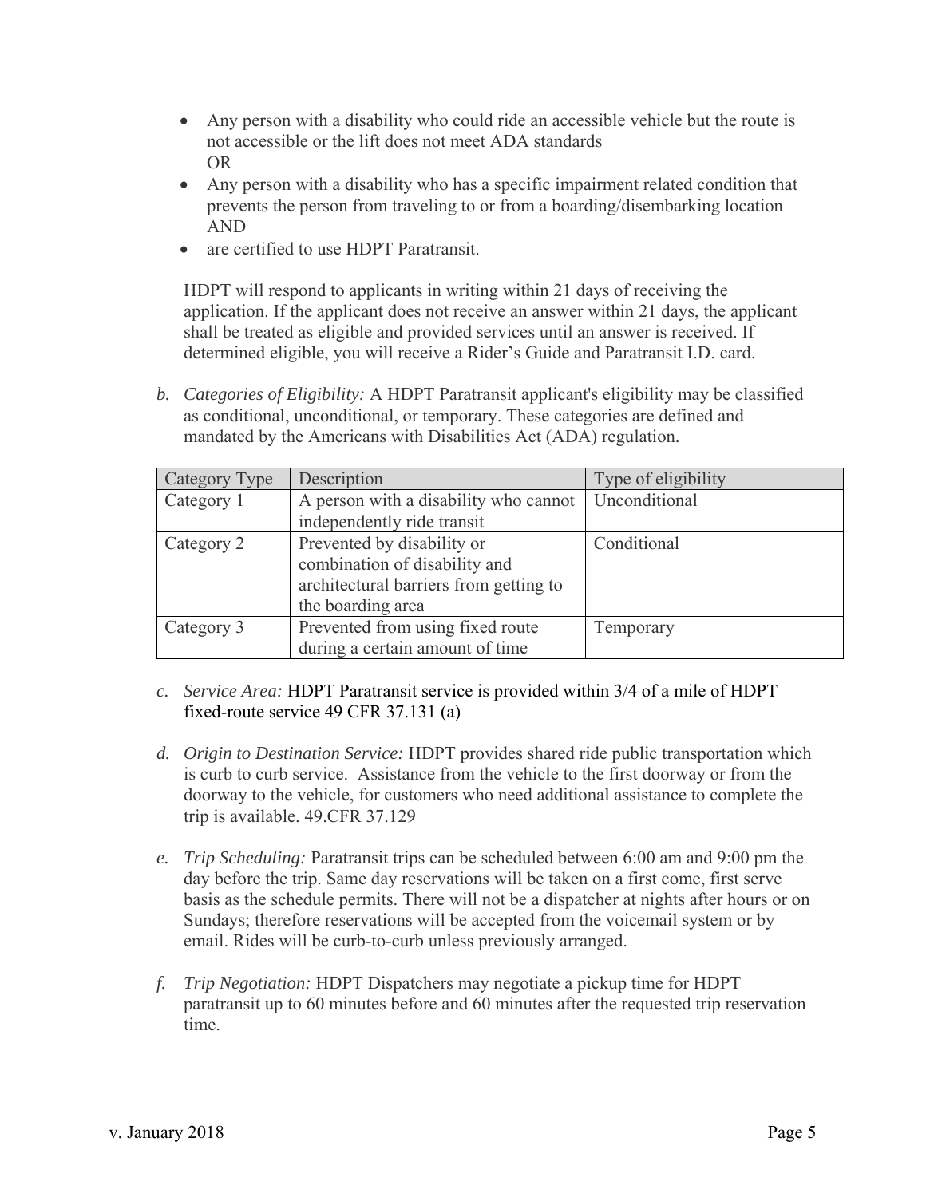- Any person with a disability who could ride an accessible vehicle but the route is not accessible or the lift does not meet ADA standards  
  OR
- Any person with a disability who has a specific impairment related condition that prevents the person from traveling to or from a boarding/disembarking location  
  AND
- are certified to use HDPT Paratransit.

HDPT will respond to applicants in writing within 21 days of receiving the application. If the applicant does not receive an answer within 21 days, the applicant shall be treated as eligible and provided services until an answer is received. If determined eligible, you will receive a Rider's Guide and Paratransit I.D. card.

b. *Categories of Eligibility:* A HDPT Paratransit applicant's eligibility may be classified as conditional, unconditional, or temporary. These categories are defined and mandated by the Americans with Disabilities Act (ADA) regulation.

| Category Type | Description | Type of eligibility |
|---|---|---|
| Category 1 | A person with a disability who cannot independently ride transit | Unconditional |
| Category 2 | Prevented by disability or combination of disability and architectural barriers from getting to the boarding area | Conditional |
| Category 3 | Prevented from using fixed route during a certain amount of time | Temporary |

c. *Service Area:* HDPT Paratransit service is provided within 3/4 of a mile of HDPT fixed-route service 49 CFR 37.131 (a)

d. *Origin to Destination Service:* HDPT provides shared ride public transportation which is curb to curb service. Assistance from the vehicle to the first doorway or from the doorway to the vehicle, for customers who need additional assistance to complete the trip is available. 49.CFR 37.129

e. *Trip Scheduling:* Paratransit trips can be scheduled between 6:00 am and 9:00 pm the day before the trip. Same day reservations will be taken on a first come, first serve basis as the schedule permits. There will not be a dispatcher at nights after hours or on Sundays; therefore reservations will be accepted from the voicemail system or by email. Rides will be curb-to-curb unless previously arranged.

f. *Trip Negotiation:* HDPT Dispatchers may negotiate a pickup time for HDPT paratransit up to 60 minutes before and 60 minutes after the requested trip reservation time.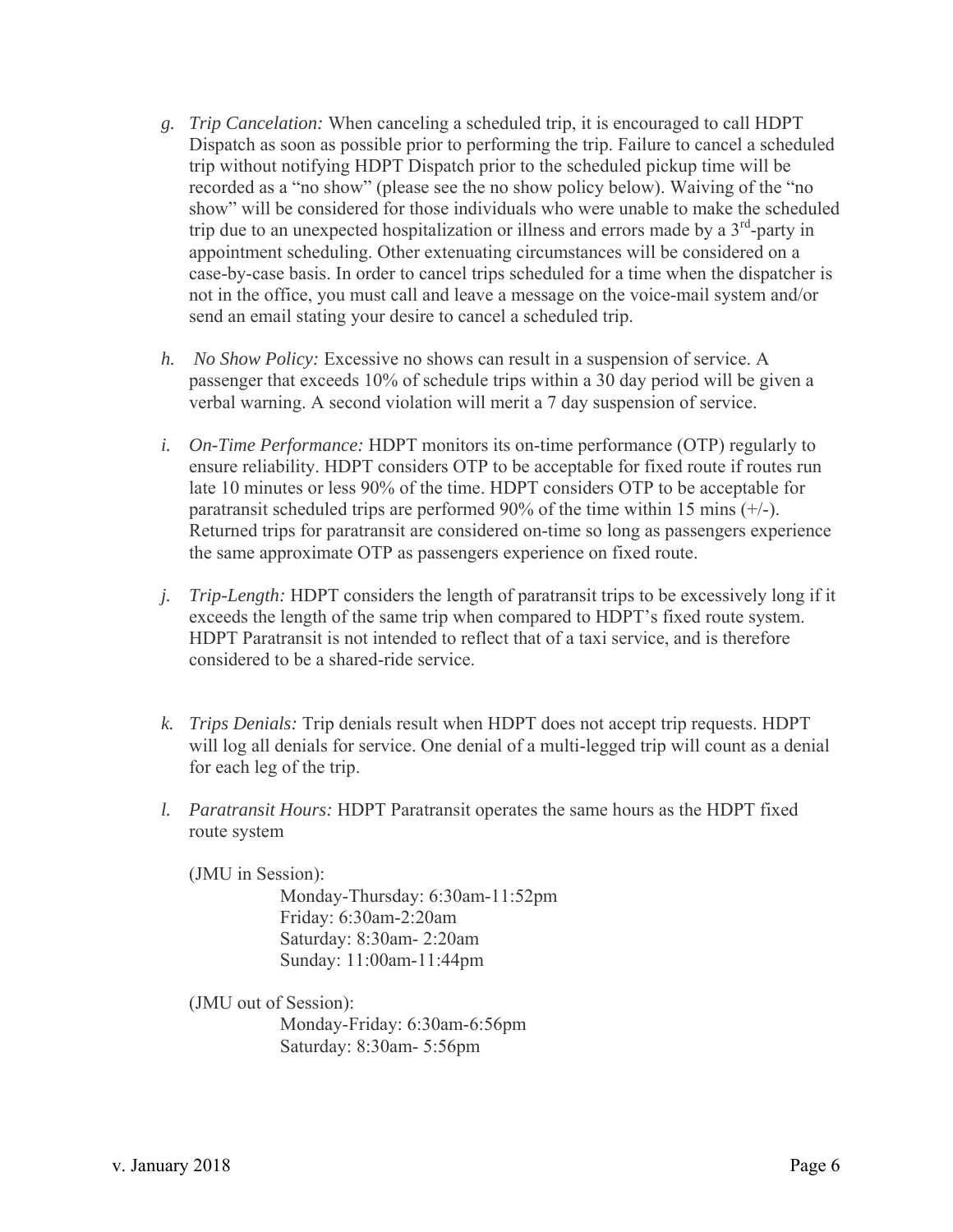*g. Trip Cancelation:* When canceling a scheduled trip, it is encouraged to call HDPT Dispatch as soon as possible prior to performing the trip. Failure to cancel a scheduled trip without notifying HDPT Dispatch prior to the scheduled pickup time will be recorded as a "no show" (please see the no show policy below). Waiving of the "no show" will be considered for those individuals who were unable to make the scheduled trip due to an unexpected hospitalization or illness and errors made by a 3rd-party in appointment scheduling. Other extenuating circumstances will be considered on a case-by-case basis. In order to cancel trips scheduled for a time when the dispatcher is not in the office, you must call and leave a message on the voice-mail system and/or send an email stating your desire to cancel a scheduled trip.

*h. No Show Policy:* Excessive no shows can result in a suspension of service. A passenger that exceeds 10% of schedule trips within a 30 day period will be given a verbal warning. A second violation will merit a 7 day suspension of service.

*i. On-Time Performance:* HDPT monitors its on-time performance (OTP) regularly to ensure reliability. HDPT considers OTP to be acceptable for fixed route if routes run late 10 minutes or less 90% of the time. HDPT considers OTP to be acceptable for paratransit scheduled trips are performed 90% of the time within 15 mins (+/-). Returned trips for paratransit are considered on-time so long as passengers experience the same approximate OTP as passengers experience on fixed route.

*j. Trip-Length:* HDPT considers the length of paratransit trips to be excessively long if it exceeds the length of the same trip when compared to HDPT's fixed route system. HDPT Paratransit is not intended to reflect that of a taxi service, and is therefore considered to be a shared-ride service.

*k. Trips Denials:* Trip denials result when HDPT does not accept trip requests. HDPT will log all denials for service. One denial of a multi-legged trip will count as a denial for each leg of the trip.

*l. Paratransit Hours:* HDPT Paratransit operates the same hours as the HDPT fixed route system

(JMU in Session):

Monday-Thursday: 6:30am-11:52pm
Friday: 6:30am-2:20am
Saturday: 8:30am- 2:20am
Sunday: 11:00am-11:44pm

(JMU out of Session):

Monday-Friday: 6:30am-6:56pm
Saturday: 8:30am- 5:56pm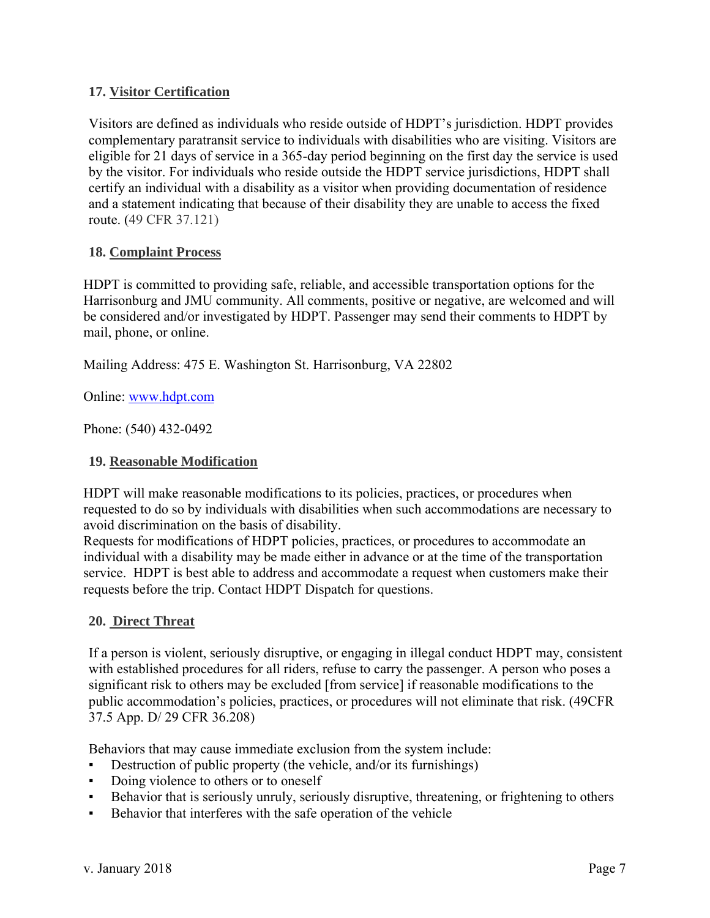## 17. Visitor Certification

Visitors are defined as individuals who reside outside of HDPT's jurisdiction. HDPT provides complementary paratransit service to individuals with disabilities who are visiting. Visitors are eligible for 21 days of service in a 365-day period beginning on the first day the service is used by the visitor. For individuals who reside outside the HDPT service jurisdictions, HDPT shall certify an individual with a disability as a visitor when providing documentation of residence and a statement indicating that because of their disability they are unable to access the fixed route. (49 CFR 37.121)

## 18. Complaint Process

HDPT is committed to providing safe, reliable, and accessible transportation options for the Harrisonburg and JMU community. All comments, positive or negative, are welcomed and will be considered and/or investigated by HDPT. Passenger may send their comments to HDPT by mail, phone, or online.

Mailing Address: 475 E. Washington St. Harrisonburg, VA 22802

Online: [www.hdpt.com](http://www.hdpt.com)

Phone: (540) 432-0492

## 19. Reasonable Modification

HDPT will make reasonable modifications to its policies, practices, or procedures when requested to do so by individuals with disabilities when such accommodations are necessary to avoid discrimination on the basis of disability.
Requests for modifications of HDPT policies, practices, or procedures to accommodate an individual with a disability may be made either in advance or at the time of the transportation service. HDPT is best able to address and accommodate a request when customers make their requests before the trip. Contact HDPT Dispatch for questions.

## 20. Direct Threat

If a person is violent, seriously disruptive, or engaging in illegal conduct HDPT may, consistent with established procedures for all riders, refuse to carry the passenger. A person who poses a significant risk to others may be excluded [from service] if reasonable modifications to the public accommodation's policies, practices, or procedures will not eliminate that risk. (49CFR 37.5 App. D/ 29 CFR 36.208)

Behaviors that may cause immediate exclusion from the system include:

- Destruction of public property (the vehicle, and/or its furnishings)
- Doing violence to others or to oneself
- Behavior that is seriously unruly, seriously disruptive, threatening, or frightening to others
- Behavior that interferes with the safe operation of the vehicle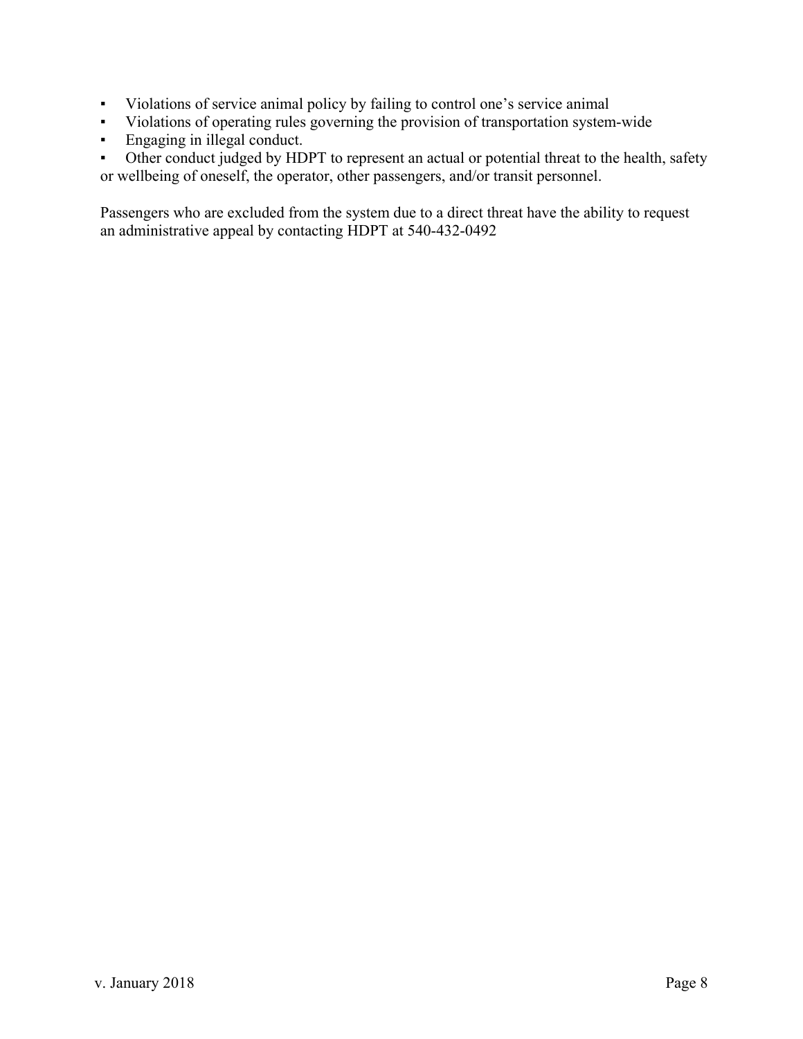- Violations of service animal policy by failing to control one's service animal
- Violations of operating rules governing the provision of transportation system-wide
- Engaging in illegal conduct.
- Other conduct judged by HDPT to represent an actual or potential threat to the health, safety or wellbeing of oneself, the operator, other passengers, and/or transit personnel.

Passengers who are excluded from the system due to a direct threat have the ability to request an administrative appeal by contacting HDPT at 540-432-0492